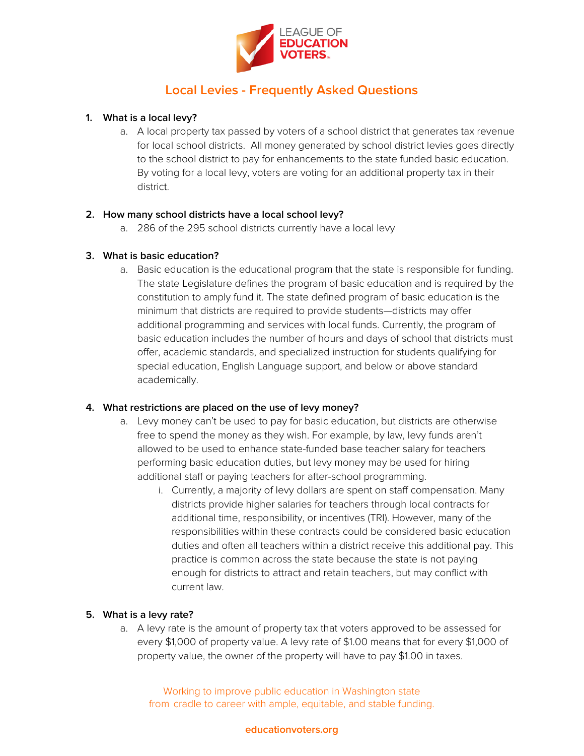LEAGUE OF EDUCATION VOTERS

# Local Levies - Frequently Asked Questions

1. **What is a local levy?**
   a. A local property tax passed by voters of a school district that generates tax revenue for local school districts. All money generated by school district levies goes directly to the school district to pay for enhancements to the state funded basic education. By voting for a local levy, voters are voting for an additional property tax in their district.

2. **How many school districts have a local school levy?**
   a. 286 of the 295 school districts currently have a local levy

3. **What is basic education?**
   a. Basic education is the educational program that the state is responsible for funding. The state Legislature defines the program of basic education and is required by the constitution to amply fund it. The state defined program of basic education is the minimum that districts are required to provide students—districts may offer additional programming and services with local funds. Currently, the program of basic education includes the number of hours and days of school that districts must offer, academic standards, and specialized instruction for students qualifying for special education, English Language support, and below or above standard academically.

4. **What restrictions are placed on the use of levy money?**
   a. Levy money can't be used to pay for basic education, but districts are otherwise free to spend the money as they wish. For example, by law, levy funds aren't allowed to be used to enhance state-funded base teacher salary for teachers performing basic education duties, but levy money may be used for hiring additional staff or paying teachers for after-school programming.
      i. Currently, a majority of levy dollars are spent on staff compensation. Many districts provide higher salaries for teachers through local contracts for additional time, responsibility, or incentives (TRI). However, many of the responsibilities within these contracts could be considered basic education duties and often all teachers within a district receive this additional pay. This practice is common across the state because the state is not paying enough for districts to attract and retain teachers, but may conflict with current law.

5. **What is a levy rate?**
   a. A levy rate is the amount of property tax that voters approved to be assessed for every $1,000 of property value. A levy rate of $1.00 means that for every $1,000 of property value, the owner of the property will have to pay $1.00 in taxes.

Working to improve public education in Washington state from cradle to career with ample, equitable, and stable funding.

educationvoters.org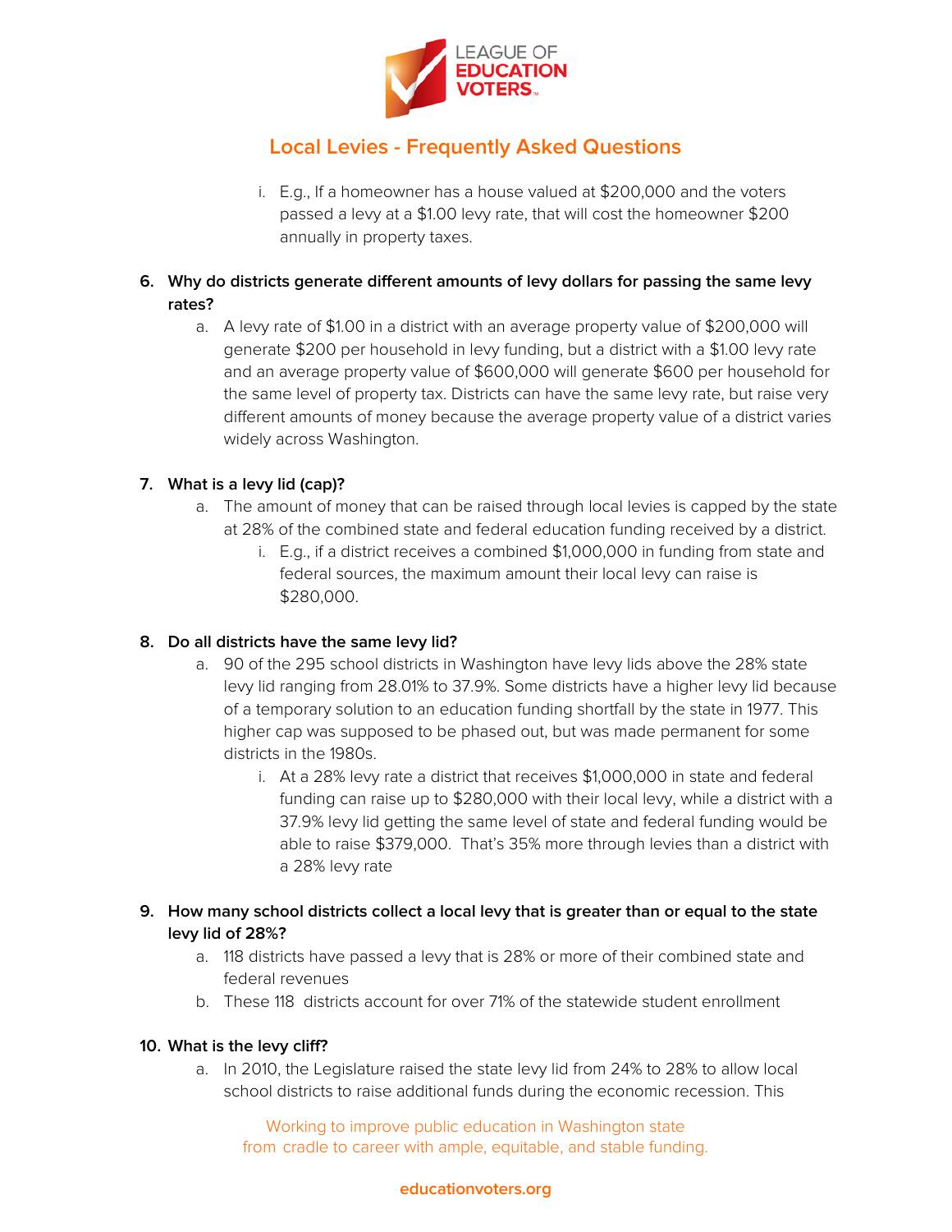## Local Levies - Frequently Asked Questions

   i. E.g., If a homeowner has a house valued at $200,000 and the voters passed a levy at a $1.00 levy rate, that will cost the homeowner $200 annually in property taxes.

6. **Why do districts generate different amounts of levy dollars for passing the same levy rates?**
   a. A levy rate of $1.00 in a district with an average property value of $200,000 will generate $200 per household in levy funding, but a district with a $1.00 levy rate and an average property value of $600,000 will generate $600 per household for the same level of property tax. Districts can have the same levy rate, but raise very different amounts of money because the average property value of a district varies widely across Washington.

7. **What is a levy lid (cap)?**
   a. The amount of money that can be raised through local levies is capped by the state at 28% of the combined state and federal education funding received by a district.
      i. E.g., if a district receives a combined $1,000,000 in funding from state and federal sources, the maximum amount their local levy can raise is $280,000.

8. **Do all districts have the same levy lid?**
   a. 90 of the 295 school districts in Washington have levy lids above the 28% state levy lid ranging from 28.01% to 37.9%. Some districts have a higher levy lid because of a temporary solution to an education funding shortfall by the state in 1977. This higher cap was supposed to be phased out, but was made permanent for some districts in the 1980s.
      i. At a 28% levy rate a district that receives $1,000,000 in state and federal funding can raise up to $280,000 with their local levy, while a district with a 37.9% levy lid getting the same level of state and federal funding would be able to raise $379,000. That's 35% more through levies than a district with a 28% levy rate

9. **How many school districts collect a local levy that is greater than or equal to the state levy lid of 28%?**
   a. 118 districts have passed a levy that is 28% or more of their combined state and federal revenues
   b. These 118 districts account for over 71% of the statewide student enrollment

10. **What is the levy cliff?**
   a. In 2010, the Legislature raised the state levy lid from 24% to 28% to allow local school districts to raise additional funds during the economic recession. This

Working to improve public education in Washington state from cradle to career with ample, equitable, and stable funding.

educationvoters.org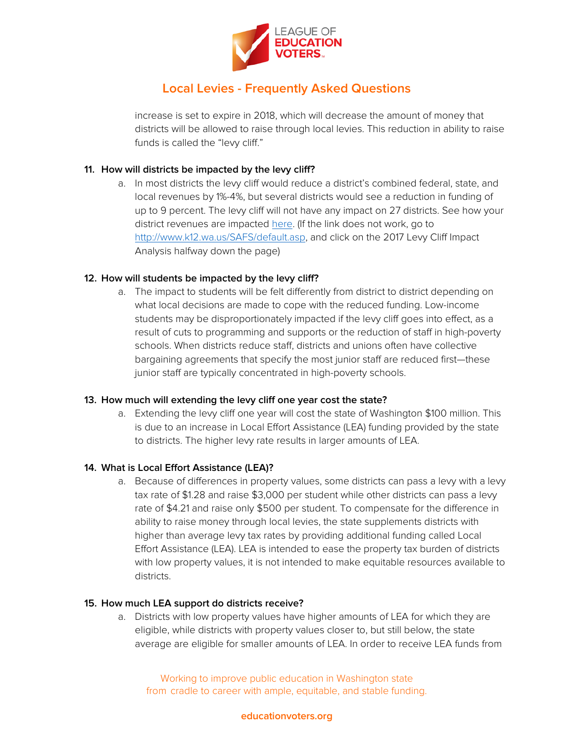increase is set to expire in 2018, which will decrease the amount of money that districts will be allowed to raise through local levies. This reduction in ability to raise funds is called the "levy cliff."

11. **How will districts be impacted by the levy cliff?**
    a. In most districts the levy cliff would reduce a district's combined federal, state, and local revenues by 1%-4%, but several districts would see a reduction in funding of up to 9 percent. The levy cliff will not have any impact on 27 districts. See how your district revenues are impacted here. (If the link does not work, go to http://www.k12.wa.us/SAFS/default.asp, and click on the 2017 Levy Cliff Impact Analysis halfway down the page)

12. **How will students be impacted by the levy cliff?**
    a. The impact to students will be felt differently from district to district depending on what local decisions are made to cope with the reduced funding. Low-income students may be disproportionately impacted if the levy cliff goes into effect, as a result of cuts to programming and supports or the reduction of staff in high-poverty schools. When districts reduce staff, districts and unions often have collective bargaining agreements that specify the most junior staff are reduced first—these junior staff are typically concentrated in high-poverty schools.

13. **How much will extending the levy cliff one year cost the state?**
    a. Extending the levy cliff one year will cost the state of Washington $100 million. This is due to an increase in Local Effort Assistance (LEA) funding provided by the state to districts. The higher levy rate results in larger amounts of LEA.

14. **What is Local Effort Assistance (LEA)?**
    a. Because of differences in property values, some districts can pass a levy with a levy tax rate of $1.28 and raise $3,000 per student while other districts can pass a levy rate of $4.21 and raise only $500 per student. To compensate for the difference in ability to raise money through local levies, the state supplements districts with higher than average levy tax rates by providing additional funding called Local Effort Assistance (LEA). LEA is intended to ease the property tax burden of districts with low property values, it is not intended to make equitable resources available to districts.

15. **How much LEA support do districts receive?**
    a. Districts with low property values have higher amounts of LEA for which they are eligible, while districts with property values closer to, but still below, the state average are eligible for smaller amounts of LEA. In order to receive LEA funds from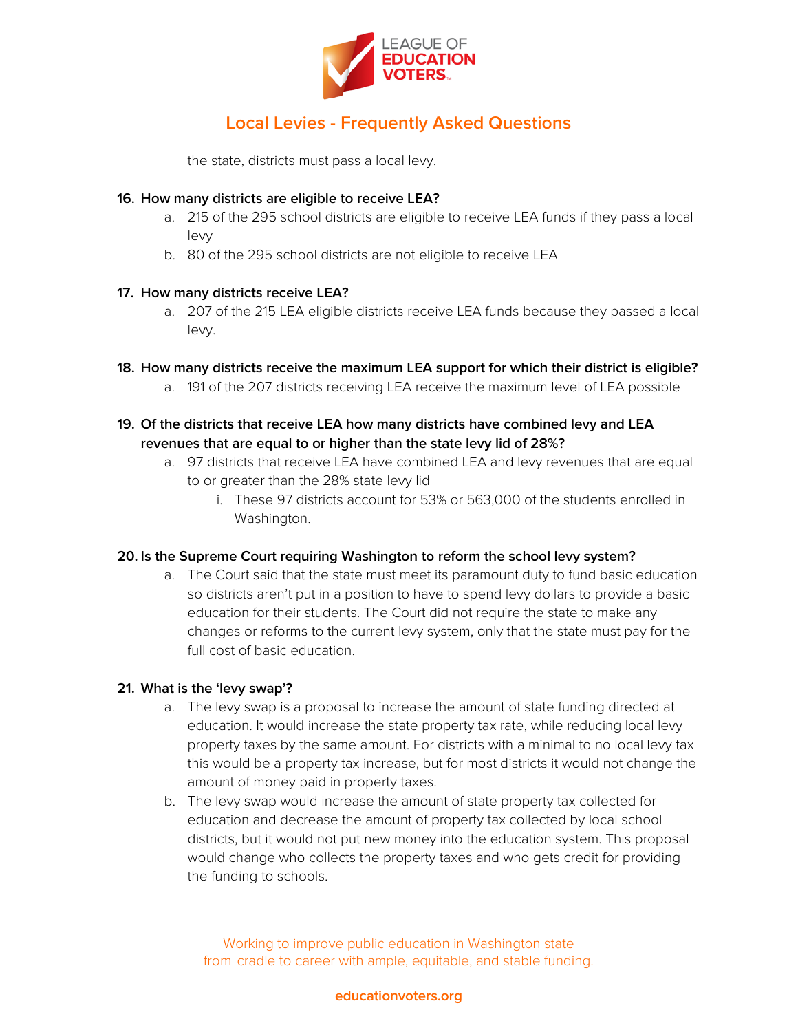the state, districts must pass a local levy.

16. **How many districts are eligible to receive LEA?**
    a. 215 of the 295 school districts are eligible to receive LEA funds if they pass a local levy
    b. 80 of the 295 school districts are not eligible to receive LEA

17. **How many districts receive LEA?**
    a. 207 of the 215 LEA eligible districts receive LEA funds because they passed a local levy.

18. **How many districts receive the maximum LEA support for which their district is eligible?**
    a. 191 of the 207 districts receiving LEA receive the maximum level of LEA possible

19. **Of the districts that receive LEA how many districts have combined levy and LEA revenues that are equal to or higher than the state levy lid of 28%?**
    a. 97 districts that receive LEA have combined LEA and levy revenues that are equal to or greater than the 28% state levy lid
        i. These 97 districts account for 53% or 563,000 of the students enrolled in Washington.

20. **Is the Supreme Court requiring Washington to reform the school levy system?**
    a. The Court said that the state must meet its paramount duty to fund basic education so districts aren't put in a position to have to spend levy dollars to provide a basic education for their students. The Court did not require the state to make any changes or reforms to the current levy system, only that the state must pay for the full cost of basic education.

21. **What is the 'levy swap'?**
    a. The levy swap is a proposal to increase the amount of state funding directed at education. It would increase the state property tax rate, while reducing local levy property taxes by the same amount. For districts with a minimal to no local levy tax this would be a property tax increase, but for most districts it would not change the amount of money paid in property taxes.
    b. The levy swap would increase the amount of state property tax collected for education and decrease the amount of property tax collected by local school districts, but it would not put new money into the education system. This proposal would change who collects the property taxes and who gets credit for providing the funding to schools.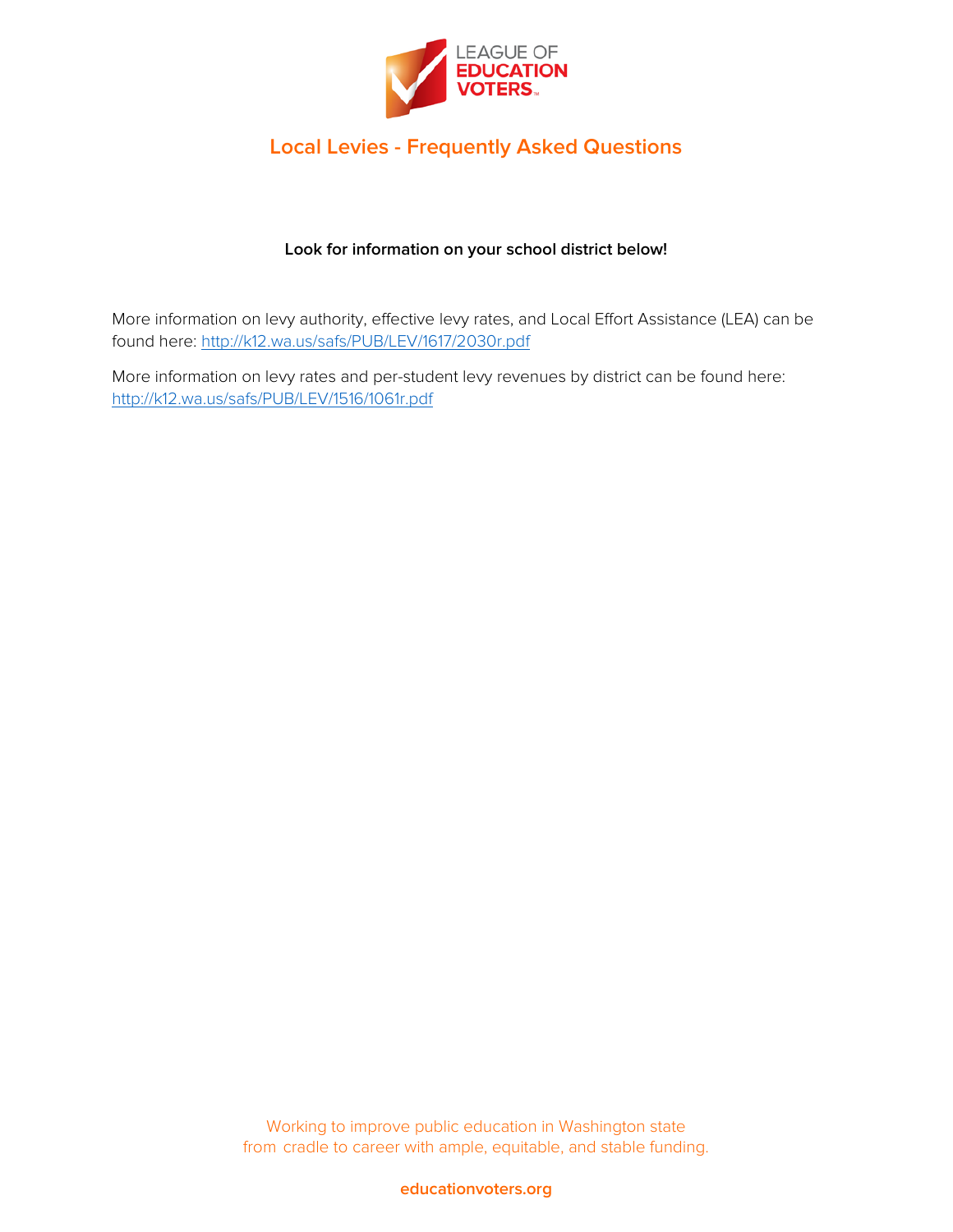LEAGUE OF EDUCATION VOTERS

# Local Levies - Frequently Asked Questions

**Look for information on your school district below!**

More information on levy authority, effective levy rates, and Local Effort Assistance (LEA) can be found here: http://k12.wa.us/safs/PUB/LEV/1617/2030r.pdf

More information on levy rates and per-student levy revenues by district can be found here: http://k12.wa.us/safs/PUB/LEV/1516/1061r.pdf

Working to improve public education in Washington state from cradle to career with ample, equitable, and stable funding.

educationvoters.org